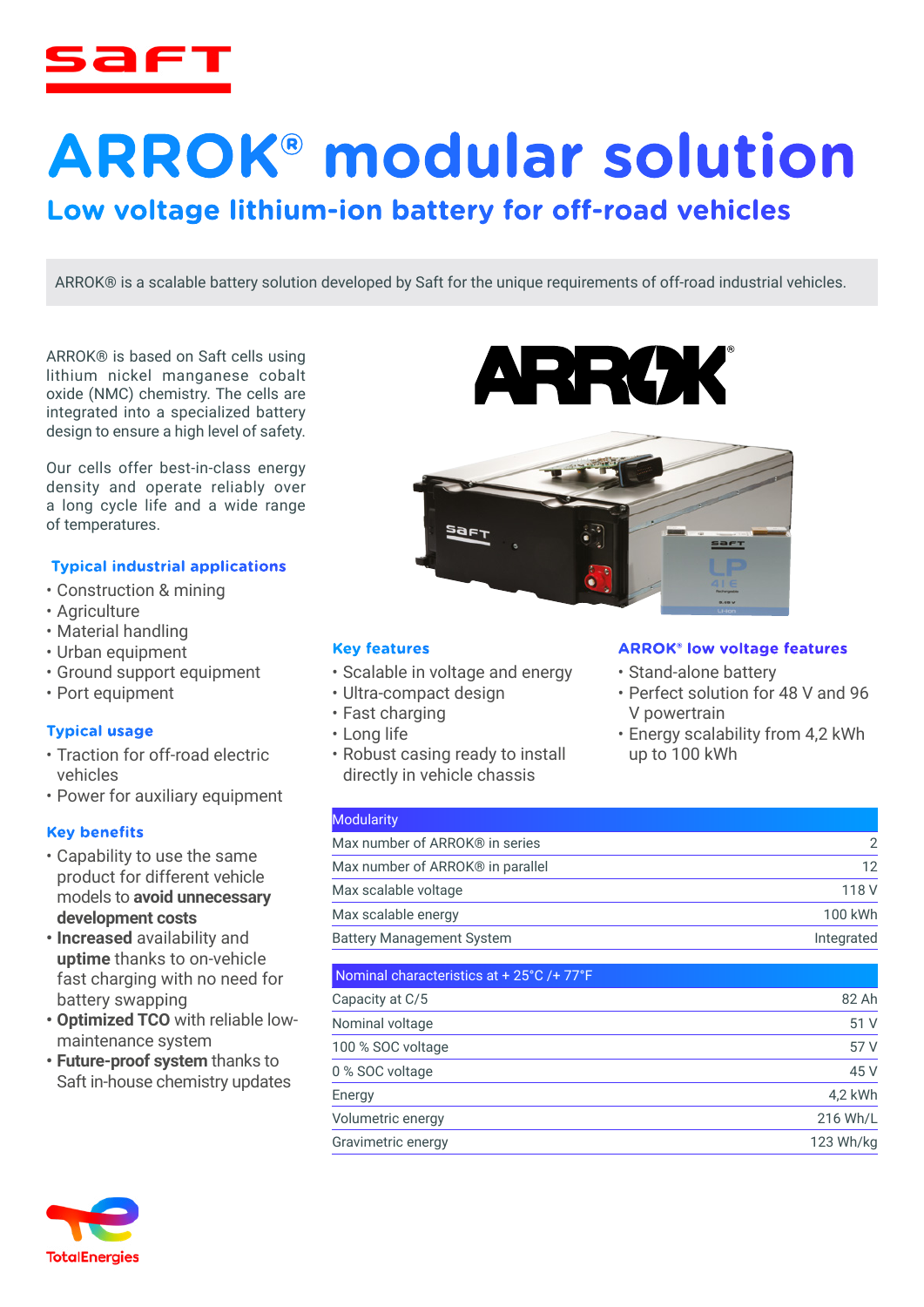# ARROK® modular solution

## Low voltage lithium-ion battery for off-road vehicles

ARROK® is a scalable battery solution developed by Saft for the unique requirements of off-road industrial vehicles.

ARROK® is based on Saft cells using lithium nickel manganese cobalt oxide (NMC) chemistry. The cells are integrated into a specialized battery design to ensure a high level of safety.

Our cells offer best-in-class energy density and operate reliably over a long cycle life and a wide range of temperatures.

### Typical industrial applications

- Construction & mining
- Agriculture
- Material handling
- Urban equipment
- Ground support equipment
- Port equipment

### Typical usage

- Traction for off-road electric vehicles
- Power for auxiliary equipment

### Key benefits

- Capability to use the same product for different vehicle models to **avoid unnecessary development costs**
- **Increased** availability and **uptime** thanks to on-vehicle fast charging with no need for battery swapping
- **Optimized TCO** with reliable low-maintenance system
- **Future-proof system** thanks to Saft in-house chemistry updates

### Key features

- Scalable in voltage and energy
- Ultra-compact design
- Fast charging
- Long life
- Robust casing ready to install directly in vehicle chassis

### ARROK® low voltage features

- Stand-alone battery
- Perfect solution for 48 V and 96 V powertrain
- Energy scalability from 4,2 kWh up to 100 kWh

| Modularity | |
|---|---|
| Max number of ARROK® in series | 2 |
| Max number of ARROK® in parallel | 12 |
| Max scalable voltage | 118 V |
| Max scalable energy | 100 kWh |
| Battery Management System | Integrated |

| Nominal characteristics at + 25°C /+ 77°F | |
|---|---|
| Capacity at C/5 | 82 Ah |
| Nominal voltage | 51 V |
| 100 % SOC voltage | 57 V |
| 0 % SOC voltage | 45 V |
| Energy | 4,2 kWh |
| Volumetric energy | 216 Wh/L |
| Gravimetric energy | 123 Wh/kg |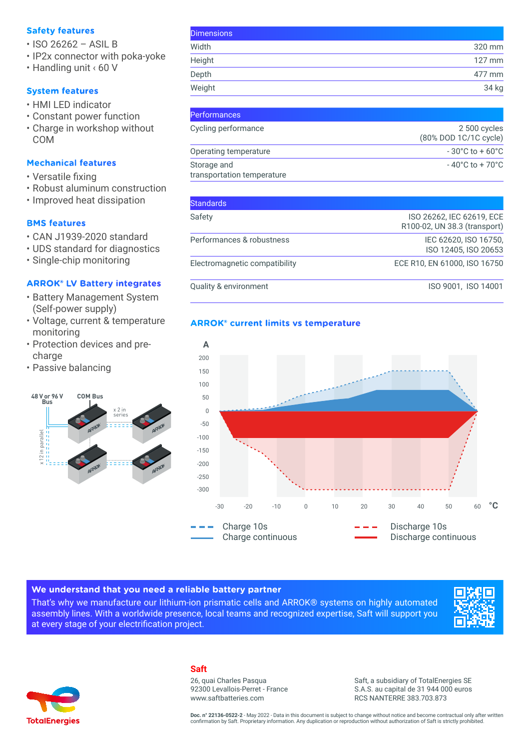## Safety features

- ISO 26262 – ASIL B
- IP2x connector with poka-yoke
- Handling unit ‹ 60 V

## System features

- HMI LED indicator
- Constant power function
- Charge in workshop without COM

## Mechanical features

- Versatile fixing
- Robust aluminum construction
- Improved heat dissipation

## BMS features

- CAN J1939-2020 standard
- UDS standard for diagnostics
- Single-chip monitoring

## ARROK® LV Battery integrates

- Battery Management System (Self-power supply)
- Voltage, current & temperature monitoring
- Protection devices and pre-charge
- Passive balancing

48 V or 96 V Bus
COM Bus
x 2 in series
x 12 in parallel
ARROK

| Dimensions | |
|---|---|
| Width | 320 mm |
| Height | 127 mm |
| Depth | 477 mm |
| Weight | 34 kg |

| Performances | |
|---|---|
| Cycling performance | 2 500 cycles (80% DOD 1C/1C cycle) |
| Operating temperature | - 30°C to + 60°C |
| Storage and transportation temperature | - 40°C to + 70°C |

| Standards | |
|---|---|
| Safety | ISO 26262, IEC 62619, ECE R100-02, UN 38.3 (transport) |
| Performances & robustness | IEC 62620, ISO 16750, ISO 12405, ISO 20653 |
| Electromagnetic compatibility | ECE R10, EN 61000, ISO 16750 |
| Quality & environment | ISO 9001, ISO 14001 |

## ARROK® current limits vs temperature

A
200
150
100
50
0
-50
-100
-150
-200
-250
-300

-30 -20 -10 0 10 20 30 40 50 60 °C

Charge 10s
Charge continuous
Discharge 10s
Discharge continuous

**We understand that you need a reliable battery partner**

That's why we manufacture our lithium-ion prismatic cells and ARROK® systems on highly automated assembly lines. With a worldwide presence, local teams and recognized expertise, Saft will support you at every stage of your electrification project.

TotalEnergies

**Saft**

26, quai Charles Pasqua
92300 Levallois-Perret - France
www.saftbatteries.com

Saft, a subsidiary of TotalEnergies SE
S.A.S. au capital de 31 944 000 euros
RCS NANTERRE 383.703.873

**Doc. n° 22136-0522-2** - May 2022 - Data in this document is subject to change without notice and become contractual only after written confirmation by Saft. Proprietary information. Any duplication or reproduction without authorization of Saft is strictly prohibited.